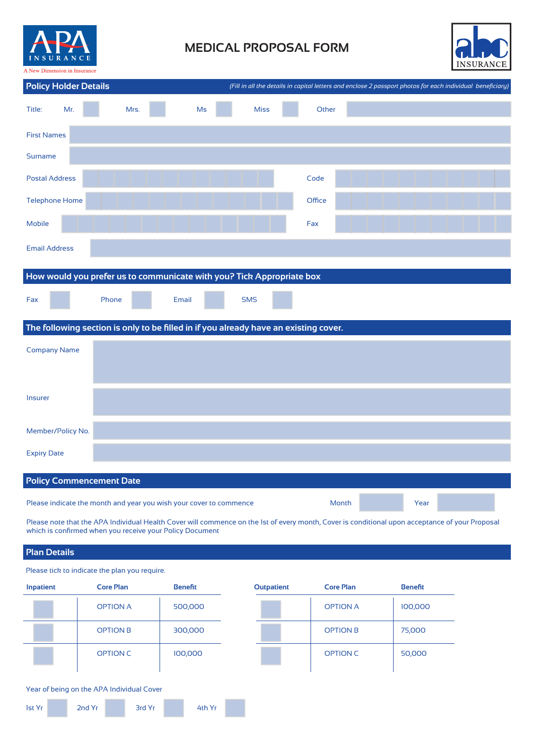APA INSURANCE
A New Dimension in Insurance

# MEDICAL PROPOSAL FORM

abc INSURANCE

## Policy Holder Details

*(Fill in all the details in capital letters and enclose 2 passport photos for each individual beneficiary)*

Title: Mr. ☐ Mrs. ☐ Ms ☐ Miss ☐ Other ________

First Names ________

Surname ________

Postal Address ________ Code ________

Telephone Home ________ Office ________

Mobile ________ Fax ________

Email Address ________

## How would you prefer us to communicate with you? Tick Appropriate box

Fax ☐ Phone ☐ Email ☐ SMS ☐

## The following section is only to be filled in if you already have an existing cover.

Company Name ________

Insurer ________

Member/Policy No. ________

Expiry Date ________

## Policy Commencement Date

Please indicate the month and year you wish your cover to commence Month ________ Year ________

Please note that the APA Individual Health Cover will commence on the 1st of every month, Cover is conditional upon acceptance of your Proposal which is confirmed when you receive your Policy Document

## Plan Details

Please tick to indicate the plan you require.

| Inpatient | Core Plan | Benefit |
|---|---|---|
| ☐ | OPTION A | 500,000 |
| ☐ | OPTION B | 300,000 |
| ☐ | OPTION C | 100,000 |

| Outpatient | Core Plan | Benefit |
|---|---|---|
| ☐ | OPTION A | 100,000 |
| ☐ | OPTION B | 75,000 |
| ☐ | OPTION C | 50,000 |

Year of being on the APA Individual Cover

1st Yr ☐ 2nd Yr ☐ 3rd Yr ☐ 4th Yr ☐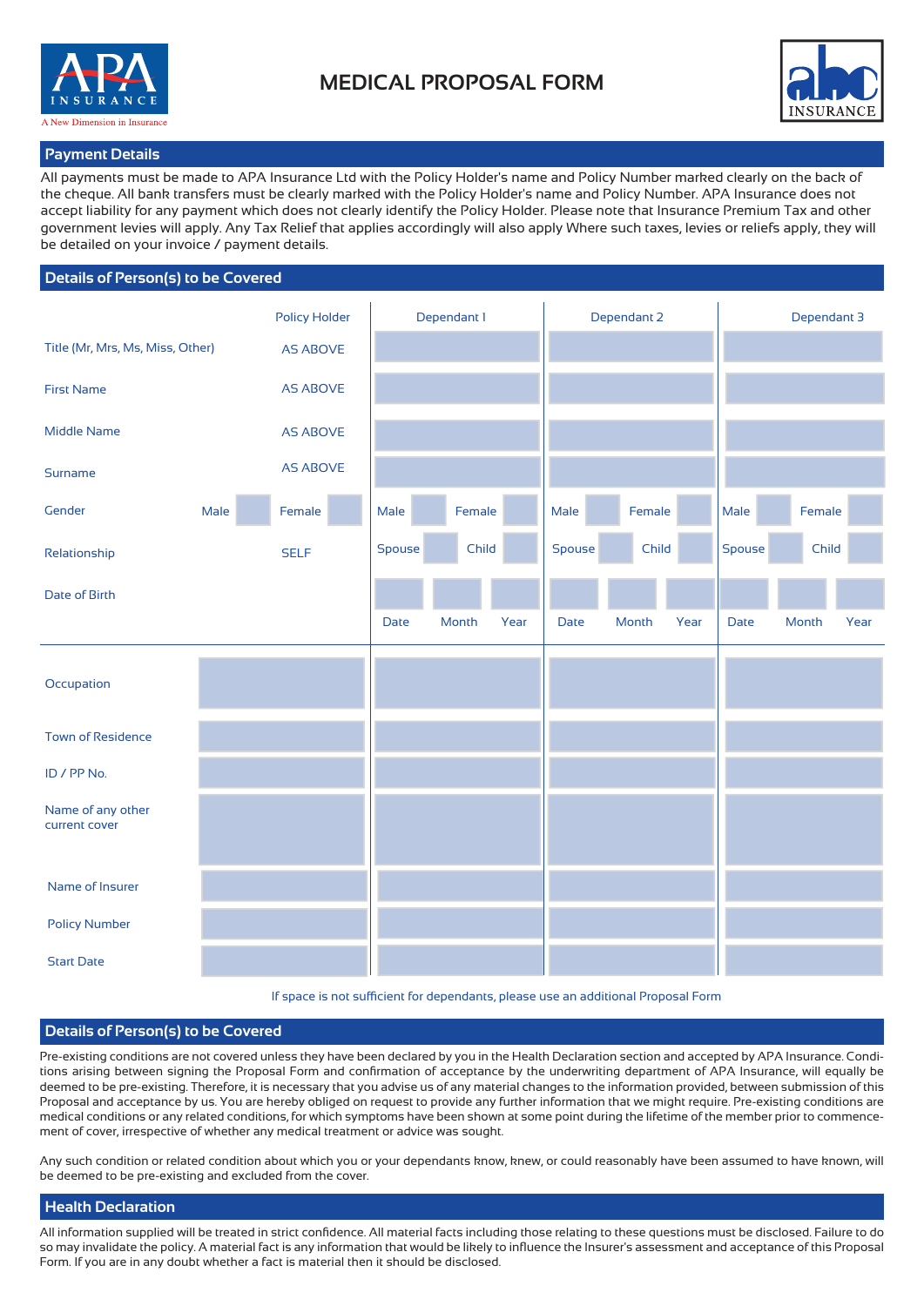# MEDICAL PROPOSAL FORM

## Payment Details

All payments must be made to APA Insurance Ltd with the Policy Holder's name and Policy Number marked clearly on the back of the cheque. All bank transfers must be clearly marked with the Policy Holder's name and Policy Number. APA Insurance does not accept liability for any payment which does not clearly identify the Policy Holder. Please note that Insurance Premium Tax and other government levies will apply. Any Tax Relief that applies accordingly will also apply Where such taxes, levies or reliefs apply, they will be detailed on your invoice / payment details.

## Details of Person(s) to be Covered

| | Policy Holder | Dependant 1 | Dependant 2 | Dependant 3 |
|---|---|---|---|---|
| Title (Mr, Mrs, Ms, Miss, Other) | AS ABOVE | | | |
| First Name | AS ABOVE | | | |
| Middle Name | AS ABOVE | | | |
| Surname | AS ABOVE | | | |
| Gender | Male / Female | Male / Female | Male / Female | Male / Female |
| Relationship | SELF | Spouse / Child | Spouse / Child | Spouse / Child |
| Date of Birth | | Date / Month / Year | Date / Month / Year | Date / Month / Year |
| Occupation | | | | |
| Town of Residence | | | | |
| ID / PP No. | | | | |
| Name of any other current cover | | | | |
| Name of Insurer | | | | |
| Policy Number | | | | |
| Start Date | | | | |

If space is not sufficient for dependants, please use an additional Proposal Form

## Details of Person(s) to be Covered

Pre-existing conditions are not covered unless they have been declared by you in the Health Declaration section and accepted by APA Insurance. Conditions arising between signing the Proposal Form and confirmation of acceptance by the underwriting department of APA Insurance, will equally be deemed to be pre-existing. Therefore, it is necessary that you advise us of any material changes to the information provided, between submission of this Proposal and acceptance by us. You are hereby obliged on request to provide any further information that we might require. Pre-existing conditions are medical conditions or any related conditions, for which symptoms have been shown at some point during the lifetime of the member prior to commencement of cover, irrespective of whether any medical treatment or advice was sought.

Any such condition or related condition about which you or your dependants know, knew, or could reasonably have been assumed to have known, will be deemed to be pre-existing and excluded from the cover.

## Health Declaration

All information supplied will be treated in strict confidence. All material facts including those relating to these questions must be disclosed. Failure to do so may invalidate the policy. A material fact is any information that would be likely to influence the Insurer's assessment and acceptance of this Proposal Form. If you are in any doubt whether a fact is material then it should be disclosed.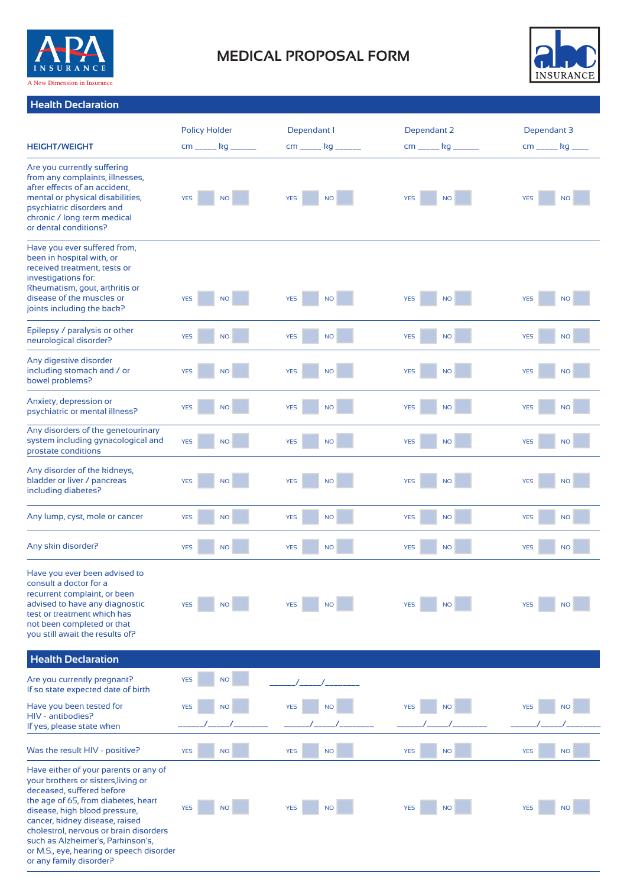APA INSURANCE
A New Dimension in Insurance

# MEDICAL PROPOSAL FORM

abc INSURANCE

## Health Declaration

| | Policy Holder | Dependant I | Dependant 2 | Dependant 3 |
|---|---|---|---|---|
| **HEIGHT/WEIGHT** | cm _____ kg ______ | cm _____ kg ______ | cm _____ kg ______ | cm _____ kg ____ |
| Are you currently suffering from any complaints, illnesses, after effects of an accident, mental or physical disabilities, psychiatric disorders and chronic / long term medical or dental conditions? | YES ☐ NO ☐ | YES ☐ NO ☐ | YES ☐ NO ☐ | YES ☐ NO ☐ |
| Have you ever suffered from, been in hospital with, or received treatment, tests or investigations for: Rheumatism, gout, arthritis or disease of the muscles or joints including the back? | YES ☐ NO ☐ | YES ☐ NO ☐ | YES ☐ NO ☐ | YES ☐ NO ☐ |
| Epilepsy / paralysis or other neurological disorder? | YES ☐ NO ☐ | YES ☐ NO ☐ | YES ☐ NO ☐ | YES ☐ NO ☐ |
| Any digestive disorder including stomach and / or bowel problems? | YES ☐ NO ☐ | YES ☐ NO ☐ | YES ☐ NO ☐ | YES ☐ NO ☐ |
| Anxiety, depression or psychiatric or mental illness? | YES ☐ NO ☐ | YES ☐ NO ☐ | YES ☐ NO ☐ | YES ☐ NO ☐ |
| Any disorders of the genetourinary system including gynacological and prostate conditions | YES ☐ NO ☐ | YES ☐ NO ☐ | YES ☐ NO ☐ | YES ☐ NO ☐ |
| Any disorder of the kidneys, bladder or liver / pancreas including diabetes? | YES ☐ NO ☐ | YES ☐ NO ☐ | YES ☐ NO ☐ | YES ☐ NO ☐ |
| Any lump, cyst, mole or cancer | YES ☐ NO ☐ | YES ☐ NO ☐ | YES ☐ NO ☐ | YES ☐ NO ☐ |
| Any skin disorder? | YES ☐ NO ☐ | YES ☐ NO ☐ | YES ☐ NO ☐ | YES ☐ NO ☐ |
| Have you ever been advised to consult a doctor for a recurrent complaint, or been advised to have any diagnostic test or treatment which has not been completed or that you still await the results of? | YES ☐ NO ☐ | YES ☐ NO ☐ | YES ☐ NO ☐ | YES ☐ NO ☐ |

## Health Declaration

| | Policy Holder | Dependant I | Dependant 2 | Dependant 3 |
|---|---|---|---|---|
| Are you currently pregnant? If so state expected date of birth | YES ☐ NO ☐ | ______/_____/_______ | | |
| Have you been tested for HIV - antibodies? If yes, please state when | YES ☐ NO ☐ ______/_____/_______ | YES ☐ NO ☐ ______/_____/_______ | YES ☐ NO ☐ ______/_____/_______ | YES ☐ NO ☐ ______/_____/_______ |
| Was the result HIV - positive? | YES ☐ NO ☐ | YES ☐ NO ☐ | YES ☐ NO ☐ | YES ☐ NO ☐ |
| Have either of your parents or any of your brothers or sisters,living or deceased, suffered before the age of 65, from diabetes, heart disease, high blood pressure, cancer, kidney disease, raised cholestrol, nervous or brain disorders such as Alzheimer's, Parkinson's, or M.S., eye, hearing or speech disorder or any family disorder? | YES ☐ NO ☐ | YES ☐ NO ☐ | YES ☐ NO ☐ | YES ☐ NO ☐ |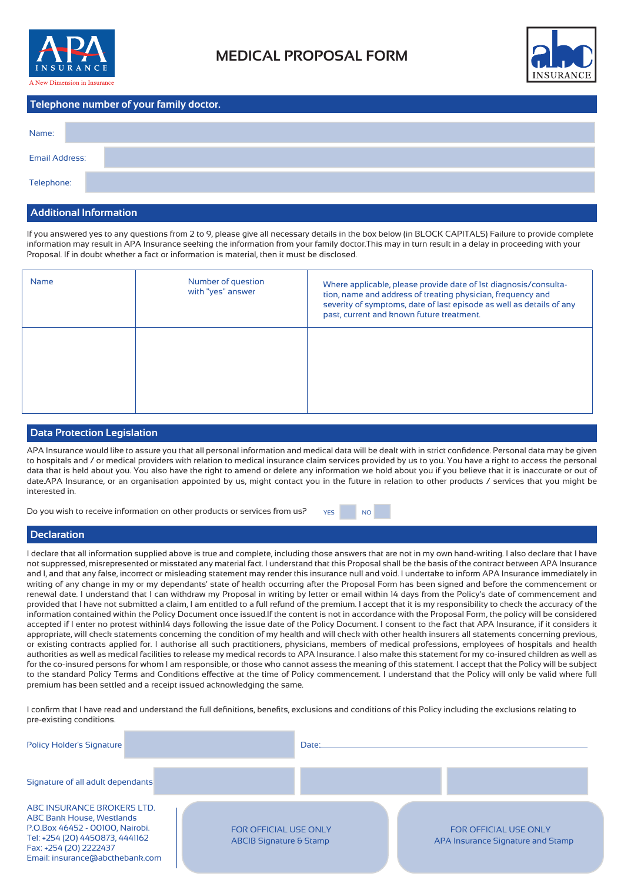APA INSURANCE
A New Dimension in Insurance

# MEDICAL PROPOSAL FORM

abc INSURANCE

## Telephone number of your family doctor.

Name:

Email Address:

Telephone:

## Additional Information

If you answered yes to any questions from 2 to 9, please give all necessary details in the box below (in BLOCK CAPITALS) Failure to provide complete information may result in APA Insurance seeking the information from your family doctor.This may in turn result in a delay in proceeding with your Proposal. If in doubt whether a fact or information is material, then it must be disclosed.

| Name | Number of question with "yes" answer | Where applicable, please provide date of 1st diagnosis/consultation, name and address of treating physician, frequency and severity of symptoms, date of last episode as well as details of any past, current and known future treatment. |
|---|---|---|
| | | |

## Data Protection Legislation

APA Insurance would like to assure you that all personal information and medical data will be dealt with in strict confidence. Personal data may be given to hospitals and / or medical providers with relation to medical insurance claim services provided by us to you. You have a right to access the personal data that is held about you. You also have the right to amend or delete any information we hold about you if you believe that it is inaccurate or out of date.APA Insurance, or an organisation appointed by us, might contact you in the future in relation to other products / services that you might be interested in.

Do you wish to receive information on other products or services from us? YES NO

## Declaration

I declare that all information supplied above is true and complete, including those answers that are not in my own hand-writing. I also declare that I have not suppressed, misrepresented or misstated any material fact. I understand that this Proposal shall be the basis of the contract between APA Insurance and I, and that any false, incorrect or misleading statement may render this insurance null and void. I undertake to inform APA Insurance immediately in writing of any change in my or my dependants' state of health occurring after the Proposal Form has been signed and before the commencement or renewal date. I understand that I can withdraw my Proposal in writing by letter or email within 14 days from the Policy's date of commencement and provided that I have not submitted a claim, I am entitled to a full refund of the premium. I accept that it is my responsibility to check the accuracy of the information contained within the Policy Document once issued.If the content is not in accordance with the Proposal Form, the policy will be considered accepted if I enter no protest within14 days following the issue date of the Policy Document. I consent to the fact that APA Insurance, if it considers it appropriate, will check statements concerning the condition of my health and will check with other health insurers all statements concerning previous, or existing contracts applied for. I authorise all such practitioners, physicians, members of medical professions, employees of hospitals and health authorities as well as medical facilities to release my medical records to APA Insurance. I also make this statement for my co-insured children as well as for the co-insured persons for whom I am responsible, or those who cannot assess the meaning of this statement. I accept that the Policy will be subject to the standard Policy Terms and Conditions effective at the time of Policy commencement. I understand that the Policy will only be valid where full premium has been settled and a receipt issued acknowledging the same.

I confirm that I have read and understand the full definitions, benefits, exclusions and conditions of this Policy including the exclusions relating to pre-existing conditions.

Policy Holder's Signature

Date:

Signature of all adult dependants

ABC INSURANCE BROKERS LTD.
ABC Bank House, Westlands
P.O.Box 46452 - 00100, Nairobi.
Tel: +254 (20) 4450873, 4441162
Fax: +254 (20) 2222437
Email: insurance@abcthebank.com

FOR OFFICIAL USE ONLY
ABCIB Signature & Stamp

FOR OFFICIAL USE ONLY
APA Insurance Signature and Stamp